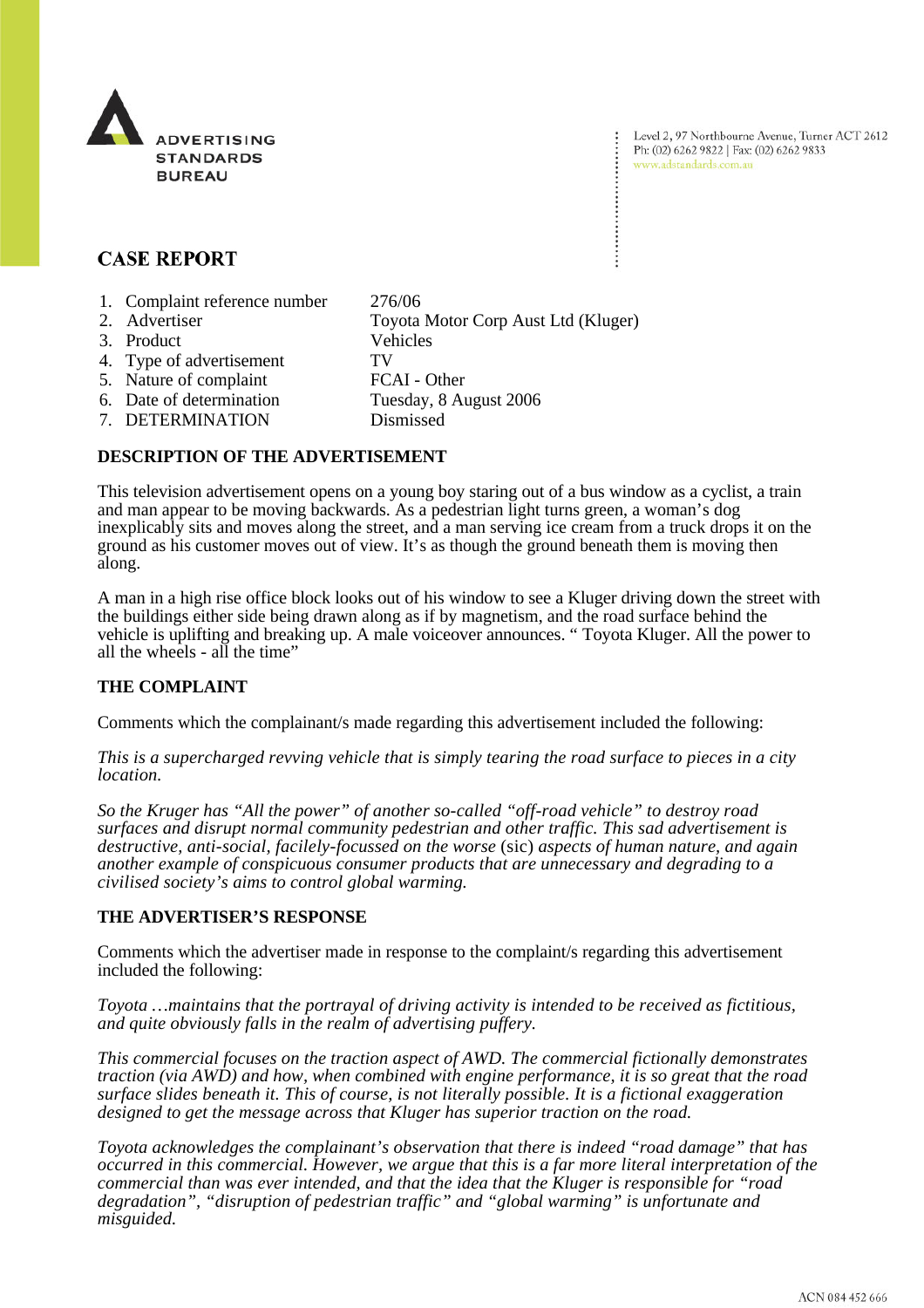ADVERTISING STANDARDS BUREAU

Level 2, 97 Northbourne Avenue, Turner ACT 2612
Ph: (02) 6262 9822 | Fax: (02) 6262 9833
www.adstandards.com.au

# CASE REPORT

| | | |
|---|---|---|
| 1. | Complaint reference number | 276/06 |
| 2. | Advertiser | Toyota Motor Corp Aust Ltd (Kluger) |
| 3. | Product | Vehicles |
| 4. | Type of advertisement | TV |
| 5. | Nature of complaint | FCAI - Other |
| 6. | Date of determination | Tuesday, 8 August 2006 |
| 7. | DETERMINATION | Dismissed |

## DESCRIPTION OF THE ADVERTISEMENT

This television advertisement opens on a young boy staring out of a bus window as a cyclist, a train and man appear to be moving backwards. As a pedestrian light turns green, a woman's dog inexplicably sits and moves along the street, and a man serving ice cream from a truck drops it on the ground as his customer moves out of view. It's as though the ground beneath them is moving then along.

A man in a high rise office block looks out of his window to see a Kluger driving down the street with the buildings either side being drawn along as if by magnetism, and the road surface behind the vehicle is uplifting and breaking up. A male voiceover announces. " Toyota Kluger. All the power to all the wheels - all the time"

## THE COMPLAINT

Comments which the complainant/s made regarding this advertisement included the following:

*This is a supercharged revving vehicle that is simply tearing the road surface to pieces in a city location.*

*So the Kruger has "All the power" of another so-called "off-road vehicle" to destroy road surfaces and disrupt normal community pedestrian and other traffic. This sad advertisement is destructive, anti-social, facilely-focussed on the worse* (sic) *aspects of human nature, and again another example of conspicuous consumer products that are unnecessary and degrading to a civilised society's aims to control global warming.*

## THE ADVERTISER'S RESPONSE

Comments which the advertiser made in response to the complaint/s regarding this advertisement included the following:

*Toyota …maintains that the portrayal of driving activity is intended to be received as fictitious, and quite obviously falls in the realm of advertising puffery.*

*This commercial focuses on the traction aspect of AWD. The commercial fictionally demonstrates traction (via AWD) and how, when combined with engine performance, it is so great that the road surface slides beneath it. This of course, is not literally possible. It is a fictional exaggeration designed to get the message across that Kluger has superior traction on the road.*

*Toyota acknowledges the complainant's observation that there is indeed "road damage" that has occurred in this commercial. However, we argue that this is a far more literal interpretation of the commercial than was ever intended, and that the idea that the Kluger is responsible for "road degradation", "disruption of pedestrian traffic" and "global warming" is unfortunate and misguided.*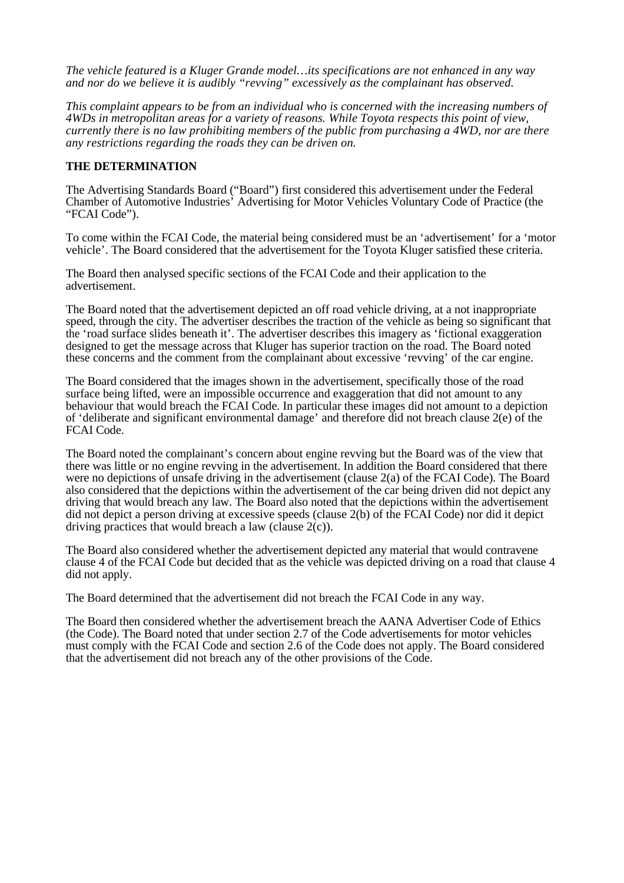*The vehicle featured is a Kluger Grande model…its specifications are not enhanced in any way and nor do we believe it is audibly "revving" excessively as the complainant has observed.*

*This complaint appears to be from an individual who is concerned with the increasing numbers of 4WDs in metropolitan areas for a variety of reasons. While Toyota respects this point of view, currently there is no law prohibiting members of the public from purchasing a 4WD, nor are there any restrictions regarding the roads they can be driven on.*

**THE DETERMINATION**

The Advertising Standards Board ("Board") first considered this advertisement under the Federal Chamber of Automotive Industries' Advertising for Motor Vehicles Voluntary Code of Practice (the "FCAI Code").

To come within the FCAI Code, the material being considered must be an 'advertisement' for a 'motor vehicle'. The Board considered that the advertisement for the Toyota Kluger satisfied these criteria.

The Board then analysed specific sections of the FCAI Code and their application to the advertisement.

The Board noted that the advertisement depicted an off road vehicle driving, at a not inappropriate speed, through the city. The advertiser describes the traction of the vehicle as being so significant that the 'road surface slides beneath it'. The advertiser describes this imagery as 'fictional exaggeration designed to get the message across that Kluger has superior traction on the road. The Board noted these concerns and the comment from the complainant about excessive 'revving' of the car engine.

The Board considered that the images shown in the advertisement, specifically those of the road surface being lifted, were an impossible occurrence and exaggeration that did not amount to any behaviour that would breach the FCAI Code. In particular these images did not amount to a depiction of 'deliberate and significant environmental damage' and therefore did not breach clause 2(e) of the FCAI Code.

The Board noted the complainant's concern about engine revving but the Board was of the view that there was little or no engine revving in the advertisement. In addition the Board considered that there were no depictions of unsafe driving in the advertisement (clause 2(a) of the FCAI Code). The Board also considered that the depictions within the advertisement of the car being driven did not depict any driving that would breach any law. The Board also noted that the depictions within the advertisement did not depict a person driving at excessive speeds (clause 2(b) of the FCAI Code) nor did it depict driving practices that would breach a law (clause 2(c)).

The Board also considered whether the advertisement depicted any material that would contravene clause 4 of the FCAI Code but decided that as the vehicle was depicted driving on a road that clause 4 did not apply.

The Board determined that the advertisement did not breach the FCAI Code in any way.

The Board then considered whether the advertisement breach the AANA Advertiser Code of Ethics (the Code). The Board noted that under section 2.7 of the Code advertisements for motor vehicles must comply with the FCAI Code and section 2.6 of the Code does not apply. The Board considered that the advertisement did not breach any of the other provisions of the Code.